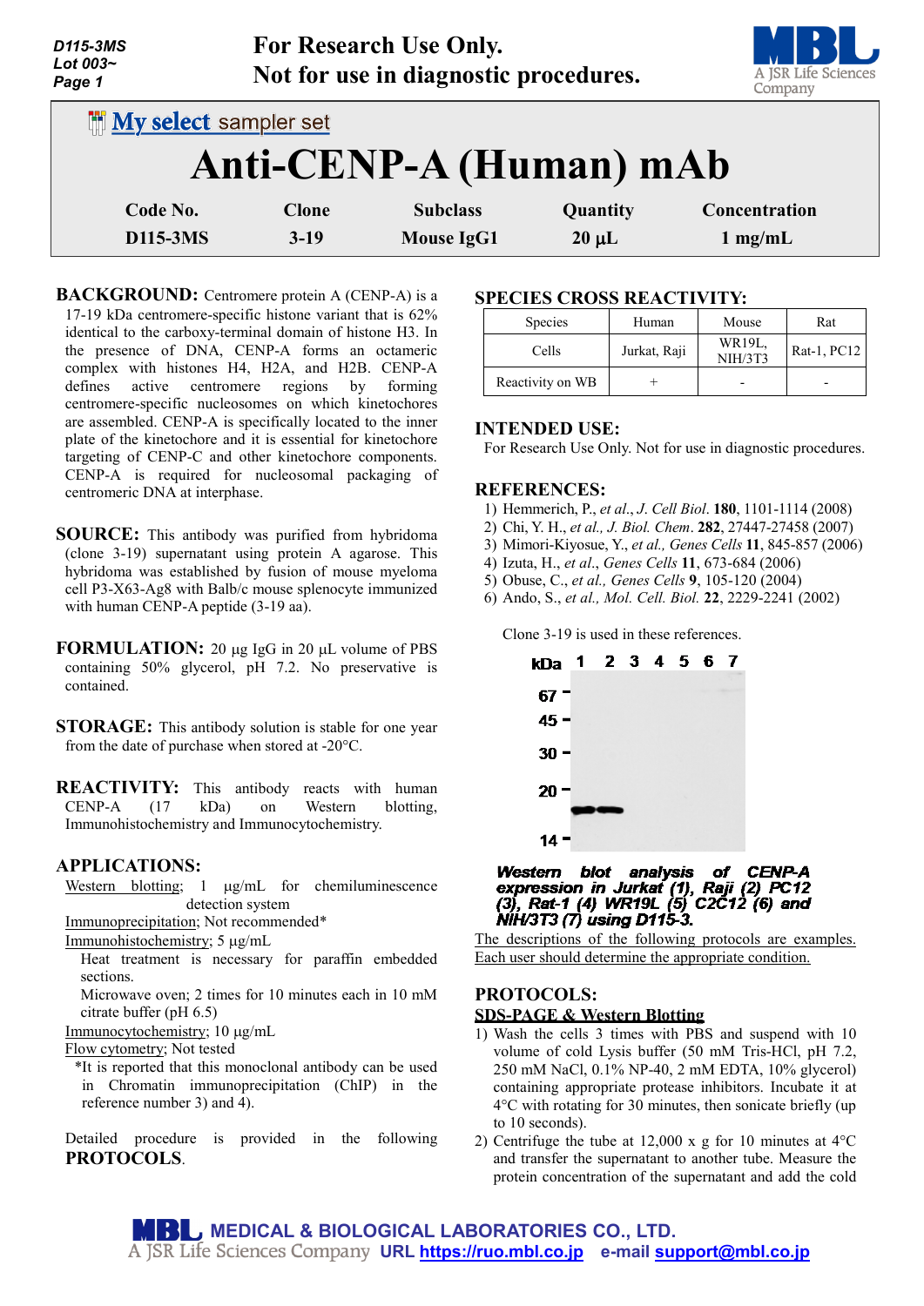For Research Use Only.
Not for use in diagnostic procedures.

My select sampler set

# Anti-CENP-A (Human) mAb

| Code No. | Clone | Subclass | Quantity | Concentration |
|---|---|---|---|---|
| D115-3MS | 3-19 | Mouse IgG1 | 20 µL | 1 mg/mL |

**BACKGROUND:** Centromere protein A (CENP-A) is a 17-19 kDa centromere-specific histone variant that is 62% identical to the carboxy-terminal domain of histone H3. In the presence of DNA, CENP-A forms an octameric complex with histones H4, H2A, and H2B. CENP-A defines active centromere regions by forming centromere-specific nucleosomes on which kinetochores are assembled. CENP-A is specifically located to the inner plate of the kinetochore and it is essential for kinetochore targeting of CENP-C and other kinetochore components. CENP-A is required for nucleosomal packaging of centromeric DNA at interphase.

**SOURCE:** This antibody was purified from hybridoma (clone 3-19) supernatant using protein A agarose. This hybridoma was established by fusion of mouse myeloma cell P3-X63-Ag8 with Balb/c mouse splenocyte immunized with human CENP-A peptide (3-19 aa).

**FORMULATION:** 20 µg IgG in 20 µL volume of PBS containing 50% glycerol, pH 7.2. No preservative is contained.

**STORAGE:** This antibody solution is stable for one year from the date of purchase when stored at -20°C.

**REACTIVITY:** This antibody reacts with human CENP-A (17 kDa) on Western blotting, Immunohistochemistry and Immunocytochemistry.

**APPLICATIONS:**

Western blotting; 1 µg/mL for chemiluminescence detection system

Immunoprecipitation; Not recommended*

Immunohistochemistry; 5 µg/mL

Heat treatment is necessary for paraffin embedded sections.

Microwave oven; 2 times for 10 minutes each in 10 mM citrate buffer (pH 6.5)

Immunocytochemistry; 10 µg/mL

Flow cytometry; Not tested

*It is reported that this monoclonal antibody can be used in Chromatin immunoprecipitation (ChIP) in the reference number 3) and 4).

Detailed procedure is provided in the following **PROTOCOLS**.

**SPECIES CROSS REACTIVITY:**

| Species | Human | Mouse | Rat |
|---|---|---|---|
| Cells | Jurkat, Raji | WR19L, NIH/3T3 | Rat-1, PC12 |
| Reactivity on WB | + | - | - |

**INTENDED USE:**

For Research Use Only. Not for use in diagnostic procedures.

**REFERENCES:**

1) Hemmerich, P., *et al.*, *J. Cell Biol*. **180**, 1101-1114 (2008)
2) Chi, Y. H., *et al., J. Biol. Chem*. **282**, 27447-27458 (2007)
3) Mimori-Kiyosue, Y., *et al., Genes Cells* **11**, 845-857 (2006)
4) Izuta, H., *et al*., *Genes Cells* **11**, 673-684 (2006)
5) Obuse, C., *et al., Genes Cells* **9**, 105-120 (2004)
6) Ando, S., *et al., Mol. Cell. Biol.* **22**, 2229-2241 (2002)

Clone 3-19 is used in these references.

***Western blot analysis of CENP-A expression in Jurkat (1), Raji (2) PC12 (3), Rat-1 (4) WR19L (5) C2C12 (6) and NIH/3T3 (7) using D115-3.***

The descriptions of the following protocols are examples. Each user should determine the appropriate condition.

**PROTOCOLS:**

**SDS-PAGE & Western Blotting**

1) Wash the cells 3 times with PBS and suspend with 10 volume of cold Lysis buffer (50 mM Tris-HCl, pH 7.2, 250 mM NaCl, 0.1% NP-40, 2 mM EDTA, 10% glycerol) containing appropriate protease inhibitors. Incubate it at 4°C with rotating for 30 minutes, then sonicate briefly (up to 10 seconds).
2) Centrifuge the tube at 12,000 x g for 10 minutes at 4°C and transfer the supernatant to another tube. Measure the protein concentration of the supernatant and add the cold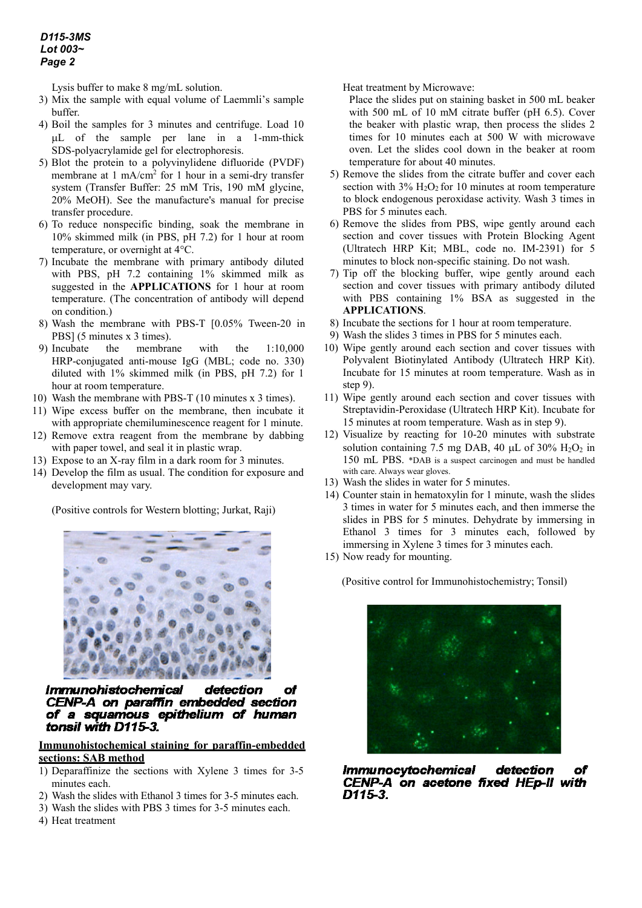Lysis buffer to make 8 mg/mL solution.

3) Mix the sample with equal volume of Laemmli's sample buffer.
4) Boil the samples for 3 minutes and centrifuge. Load 10 μL of the sample per lane in a 1-mm-thick SDS-polyacrylamide gel for electrophoresis.
5) Blot the protein to a polyvinylidene difluoride (PVDF) membrane at 1 mA/cm$^2$ for 1 hour in a semi-dry transfer system (Transfer Buffer: 25 mM Tris, 190 mM glycine, 20% MeOH). See the manufacture's manual for precise transfer procedure.
6) To reduce nonspecific binding, soak the membrane in 10% skimmed milk (in PBS, pH 7.2) for 1 hour at room temperature, or overnight at 4°C.
7) Incubate the membrane with primary antibody diluted with PBS, pH 7.2 containing 1% skimmed milk as suggested in the **APPLICATIONS** for 1 hour at room temperature. (The concentration of antibody will depend on condition.)
8) Wash the membrane with PBS-T [0.05% Tween-20 in PBS] (5 minutes x 3 times).
9) Incubate the membrane with the 1:10,000 HRP-conjugated anti-mouse IgG (MBL; code no. 330) diluted with 1% skimmed milk (in PBS, pH 7.2) for 1 hour at room temperature.
10) Wash the membrane with PBS-T (10 minutes x 3 times).
11) Wipe excess buffer on the membrane, then incubate it with appropriate chemiluminescence reagent for 1 minute.
12) Remove extra reagent from the membrane by dabbing with paper towel, and seal it in plastic wrap.
13) Expose to an X-ray film in a dark room for 3 minutes.
14) Develop the film as usual. The condition for exposure and development may vary.

(Positive controls for Western blotting; Jurkat, Raji)

***Immunohistochemical detection of CENP-A on paraffin embedded section of a squamous epithelium of human tonsil with D115-3.***

**Immunohistochemical staining for paraffin-embedded sections: SAB method**

1) Deparaffinize the sections with Xylene 3 times for 3-5 minutes each.
2) Wash the slides with Ethanol 3 times for 3-5 minutes each.
3) Wash the slides with PBS 3 times for 3-5 minutes each.
4) Heat treatment

Heat treatment by Microwave:
Place the slides put on staining basket in 500 mL beaker with 500 mL of 10 mM citrate buffer (pH 6.5). Cover the beaker with plastic wrap, then process the slides 2 times for 10 minutes each at 500 W with microwave oven. Let the slides cool down in the beaker at room temperature for about 40 minutes.

5) Remove the slides from the citrate buffer and cover each section with 3% $H_2O_2$ for 10 minutes at room temperature to block endogenous peroxidase activity. Wash 3 times in PBS for 5 minutes each.
6) Remove the slides from PBS, wipe gently around each section and cover tissues with Protein Blocking Agent (Ultratech HRP Kit; MBL, code no. IM-2391) for 5 minutes to block non-specific staining. Do not wash.
7) Tip off the blocking buffer, wipe gently around each section and cover tissues with primary antibody diluted with PBS containing 1% BSA as suggested in the **APPLICATIONS**.
8) Incubate the sections for 1 hour at room temperature.
9) Wash the slides 3 times in PBS for 5 minutes each.
10) Wipe gently around each section and cover tissues with Polyvalent Biotinylated Antibody (Ultratech HRP Kit). Incubate for 15 minutes at room temperature. Wash as in step 9).
11) Wipe gently around each section and cover tissues with Streptavidin-Peroxidase (Ultratech HRP Kit). Incubate for 15 minutes at room temperature. Wash as in step 9).
12) Visualize by reacting for 10-20 minutes with substrate solution containing 7.5 mg DAB, 40 μL of 30% $H_2O_2$ in 150 mL PBS. *DAB is a suspect carcinogen and must be handled with care. Always wear gloves.
13) Wash the slides in water for 5 minutes.
14) Counter stain in hematoxylin for 1 minute, wash the slides 3 times in water for 5 minutes each, and then immerse the slides in PBS for 5 minutes. Dehydrate by immersing in Ethanol 3 times for 3 minutes each, followed by immersing in Xylene 3 times for 3 minutes each.
15) Now ready for mounting.

(Positive control for Immunohistochemistry; Tonsil)

***Immunocytochemical detection of CENP-A on acetone fixed HEp-II with D115-3.***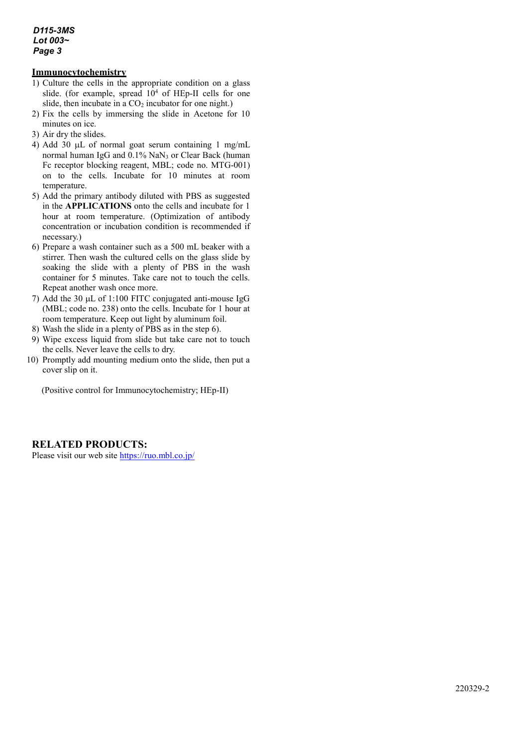## Immunocytochemistry

1) Culture the cells in the appropriate condition on a glass slide. (for example, spread $10^4$ of HEp-II cells for one slide, then incubate in a $CO_2$ incubator for one night.)
2) Fix the cells by immersing the slide in Acetone for 10 minutes on ice.
3) Air dry the slides.
4) Add 30 μL of normal goat serum containing 1 mg/mL normal human IgG and 0.1% $NaN_3$ or Clear Back (human Fc receptor blocking reagent, MBL; code no. MTG-001) on to the cells. Incubate for 10 minutes at room temperature.
5) Add the primary antibody diluted with PBS as suggested in the **APPLICATIONS** onto the cells and incubate for 1 hour at room temperature. (Optimization of antibody concentration or incubation condition is recommended if necessary.)
6) Prepare a wash container such as a 500 mL beaker with a stirrer. Then wash the cultured cells on the glass slide by soaking the slide with a plenty of PBS in the wash container for 5 minutes. Take care not to touch the cells. Repeat another wash once more.
7) Add the 30 μL of 1:100 FITC conjugated anti-mouse IgG (MBL; code no. 238) onto the cells. Incubate for 1 hour at room temperature. Keep out light by aluminum foil.
8) Wash the slide in a plenty of PBS as in the step 6).
9) Wipe excess liquid from slide but take care not to touch the cells. Never leave the cells to dry.
10) Promptly add mounting medium onto the slide, then put a cover slip on it.

(Positive control for Immunocytochemistry; HEp-II)

## RELATED PRODUCTS:

Please visit our web site https://ruo.mbl.co.jp/

220329-2